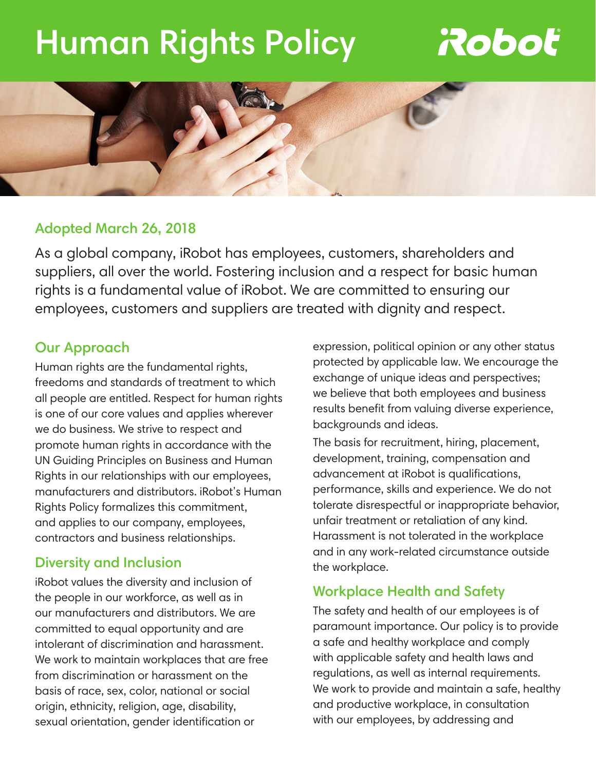# Human Rights Policy

iRobot

## Adopted March 26, 2018

As a global company, iRobot has employees, customers, shareholders and suppliers, all over the world. Fostering inclusion and a respect for basic human rights is a fundamental value of iRobot. We are committed to ensuring our employees, customers and suppliers are treated with dignity and respect.

## Our Approach

Human rights are the fundamental rights, freedoms and standards of treatment to which all people are entitled. Respect for human rights is one of our core values and applies wherever we do business. We strive to respect and promote human rights in accordance with the UN Guiding Principles on Business and Human Rights in our relationships with our employees, manufacturers and distributors. iRobot's Human Rights Policy formalizes this commitment, and applies to our company, employees, contractors and business relationships.

## Diversity and Inclusion

iRobot values the diversity and inclusion of the people in our workforce, as well as in our manufacturers and distributors. We are committed to equal opportunity and are intolerant of discrimination and harassment. We work to maintain workplaces that are free from discrimination or harassment on the basis of race, sex, color, national or social origin, ethnicity, religion, age, disability, sexual orientation, gender identification or expression, political opinion or any other status protected by applicable law. We encourage the exchange of unique ideas and perspectives; we believe that both employees and business results benefit from valuing diverse experience, backgrounds and ideas.

The basis for recruitment, hiring, placement, development, training, compensation and advancement at iRobot is qualifications, performance, skills and experience. We do not tolerate disrespectful or inappropriate behavior, unfair treatment or retaliation of any kind. Harassment is not tolerated in the workplace and in any work-related circumstance outside the workplace.

## Workplace Health and Safety

The safety and health of our employees is of paramount importance. Our policy is to provide a safe and healthy workplace and comply with applicable safety and health laws and regulations, as well as internal requirements. We work to provide and maintain a safe, healthy and productive workplace, in consultation with our employees, by addressing and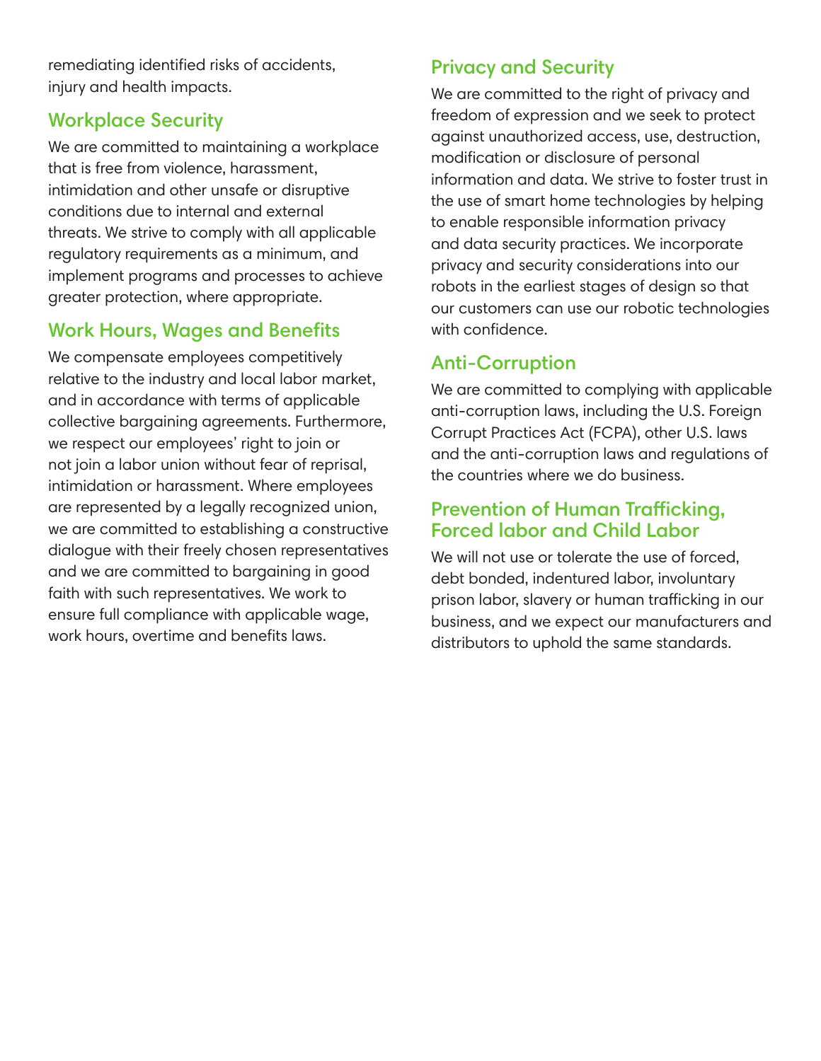remediating identified risks of accidents, injury and health impacts.

## Workplace Security

We are committed to maintaining a workplace that is free from violence, harassment, intimidation and other unsafe or disruptive conditions due to internal and external threats. We strive to comply with all applicable regulatory requirements as a minimum, and implement programs and processes to achieve greater protection, where appropriate.

## Work Hours, Wages and Benefits

We compensate employees competitively relative to the industry and local labor market, and in accordance with terms of applicable collective bargaining agreements. Furthermore, we respect our employees' right to join or not join a labor union without fear of reprisal, intimidation or harassment. Where employees are represented by a legally recognized union, we are committed to establishing a constructive dialogue with their freely chosen representatives and we are committed to bargaining in good faith with such representatives. We work to ensure full compliance with applicable wage, work hours, overtime and benefits laws.

## Privacy and Security

We are committed to the right of privacy and freedom of expression and we seek to protect against unauthorized access, use, destruction, modification or disclosure of personal information and data. We strive to foster trust in the use of smart home technologies by helping to enable responsible information privacy and data security practices. We incorporate privacy and security considerations into our robots in the earliest stages of design so that our customers can use our robotic technologies with confidence.

## Anti-Corruption

We are committed to complying with applicable anti-corruption laws, including the U.S. Foreign Corrupt Practices Act (FCPA), other U.S. laws and the anti-corruption laws and regulations of the countries where we do business.

## Prevention of Human Trafficking, Forced labor and Child Labor

We will not use or tolerate the use of forced, debt bonded, indentured labor, involuntary prison labor, slavery or human trafficking in our business, and we expect our manufacturers and distributors to uphold the same standards.